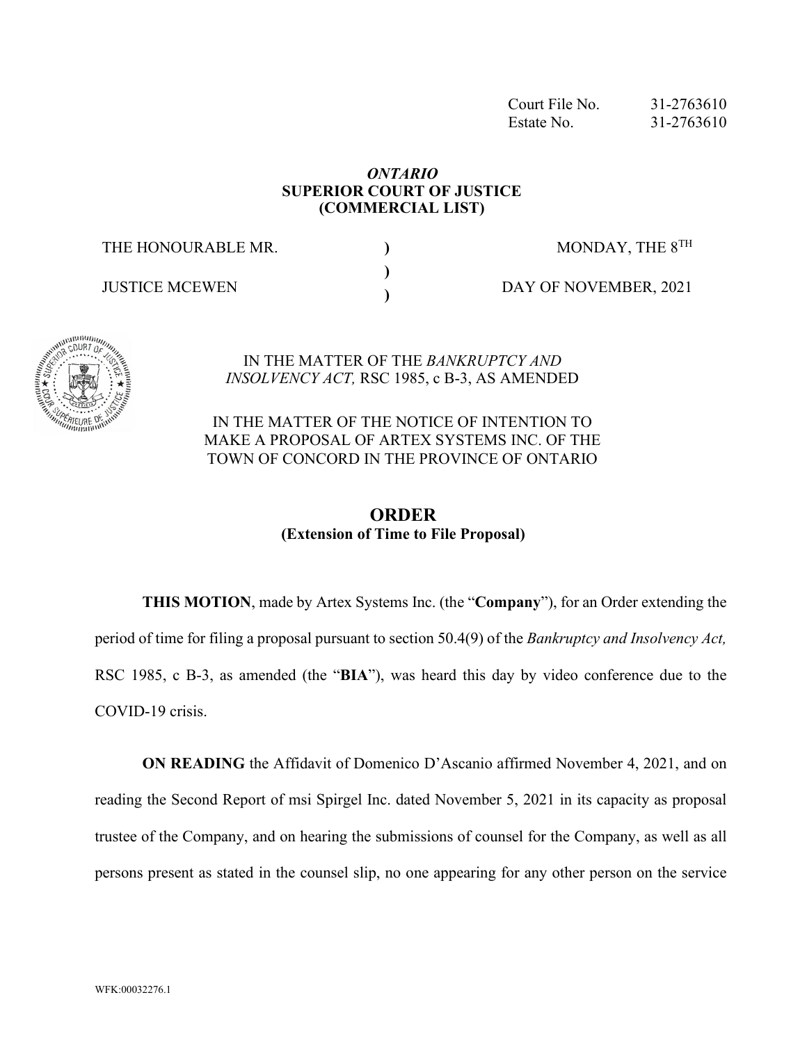Court File No. 31-2763610
Estate No. 31-2763610

***ONTARIO***
**SUPERIOR COURT OF JUSTICE**
**(COMMERCIAL LIST)**

| THE HONOURABLE MR. | ) | MONDAY, THE 8TH |
|---|---|---|
| | ) | |
| JUSTICE MCEWEN | ) | DAY OF NOVEMBER, 2021 |

IN THE MATTER OF THE *BANKRUPTCY AND INSOLVENCY ACT,* RSC 1985, c B-3, AS AMENDED

IN THE MATTER OF THE NOTICE OF INTENTION TO MAKE A PROPOSAL OF ARTEX SYSTEMS INC. OF THE TOWN OF CONCORD IN THE PROVINCE OF ONTARIO

# ORDER
**(Extension of Time to File Proposal)**

**THIS MOTION**, made by Artex Systems Inc. (the "**Company**"), for an Order extending the period of time for filing a proposal pursuant to section 50.4(9) of the *Bankruptcy and Insolvency Act,* RSC 1985, c B-3, as amended (the "**BIA**"), was heard this day by video conference due to the COVID-19 crisis.

**ON READING** the Affidavit of Domenico D'Ascanio affirmed November 4, 2021, and on reading the Second Report of msi Spirgel Inc. dated November 5, 2021 in its capacity as proposal trustee of the Company, and on hearing the submissions of counsel for the Company, as well as all persons present as stated in the counsel slip, no one appearing for any other person on the service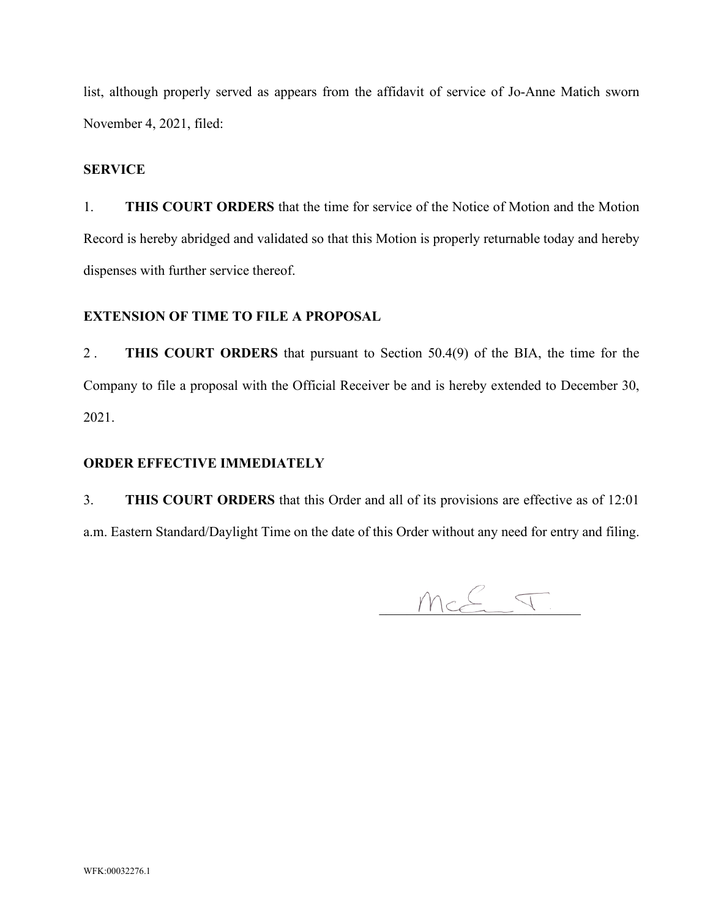list, although properly served as appears from the affidavit of service of Jo-Anne Matich sworn November 4, 2021, filed:

**SERVICE**

1. **THIS COURT ORDERS** that the time for service of the Notice of Motion and the Motion Record is hereby abridged and validated so that this Motion is properly returnable today and hereby dispenses with further service thereof.

**EXTENSION OF TIME TO FILE A PROPOSAL**

2 . **THIS COURT ORDERS** that pursuant to Section 50.4(9) of the BIA, the time for the Company to file a proposal with the Official Receiver be and is hereby extended to December 30, 2021.

**ORDER EFFECTIVE IMMEDIATELY**

3. **THIS COURT ORDERS** that this Order and all of its provisions are effective as of 12:01 a.m. Eastern Standard/Daylight Time on the date of this Order without any need for entry and filing.

McE J.

WFK:00032276.1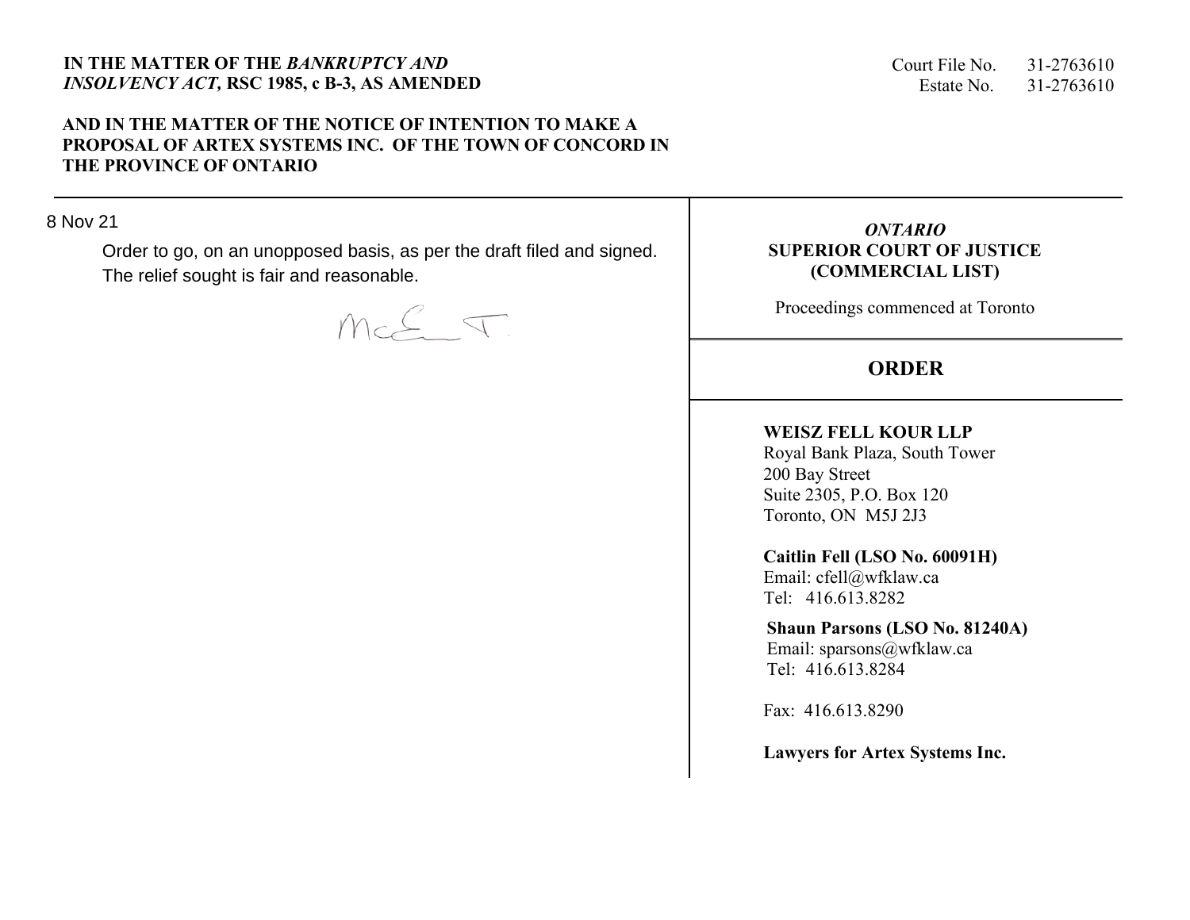**IN THE MATTER OF THE *BANKRUPTCY AND INSOLVENCY ACT*, RSC 1985, c B-3, AS AMENDED**

Court File No. 31-2763610
Estate No. 31-2763610

**AND IN THE MATTER OF THE NOTICE OF INTENTION TO MAKE A PROPOSAL OF ARTEX SYSTEMS INC. OF THE TOWN OF CONCORD IN THE PROVINCE OF ONTARIO**

8 Nov 21

Order to go, on an unopposed basis, as per the draft filed and signed. The relief sought is fair and reasonable.

McE J.

***ONTARIO***
**SUPERIOR COURT OF JUSTICE (COMMERCIAL LIST)**

Proceedings commenced at Toronto

## ORDER

**WEISZ FELL KOUR LLP**
Royal Bank Plaza, South Tower
200 Bay Street
Suite 2305, P.O. Box 120
Toronto, ON M5J 2J3

**Caitlin Fell (LSO No. 60091H)**
Email: cfell@wfklaw.ca
Tel: 416.613.8282

**Shaun Parsons (LSO No. 81240A)**
Email: sparsons@wfklaw.ca
Tel: 416.613.8284

Fax: 416.613.8290

**Lawyers for Artex Systems Inc.**